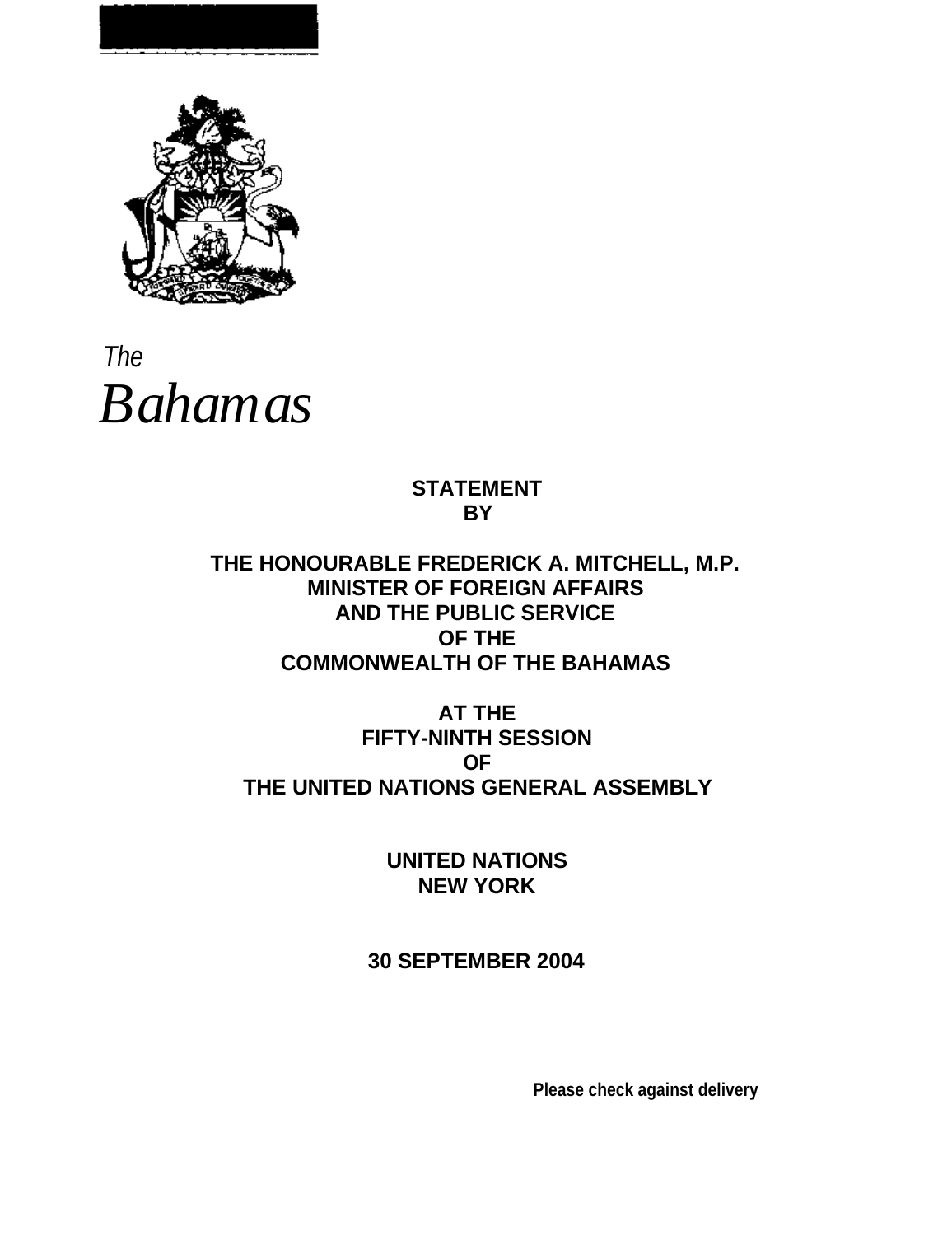*The*

*Bahamas*

**STATEMENT**
**BY**

**THE HONOURABLE FREDERICK A. MITCHELL, M.P.**
**MINISTER OF FOREIGN AFFAIRS**
**AND THE PUBLIC SERVICE**
**OF THE**
**COMMONWEALTH OF THE BAHAMAS**

**AT THE**
**FIFTY-NINTH SESSION**
**OF**
**THE UNITED NATIONS GENERAL ASSEMBLY**

**UNITED NATIONS**
**NEW YORK**

**30 SEPTEMBER 2004**

**Please check against delivery**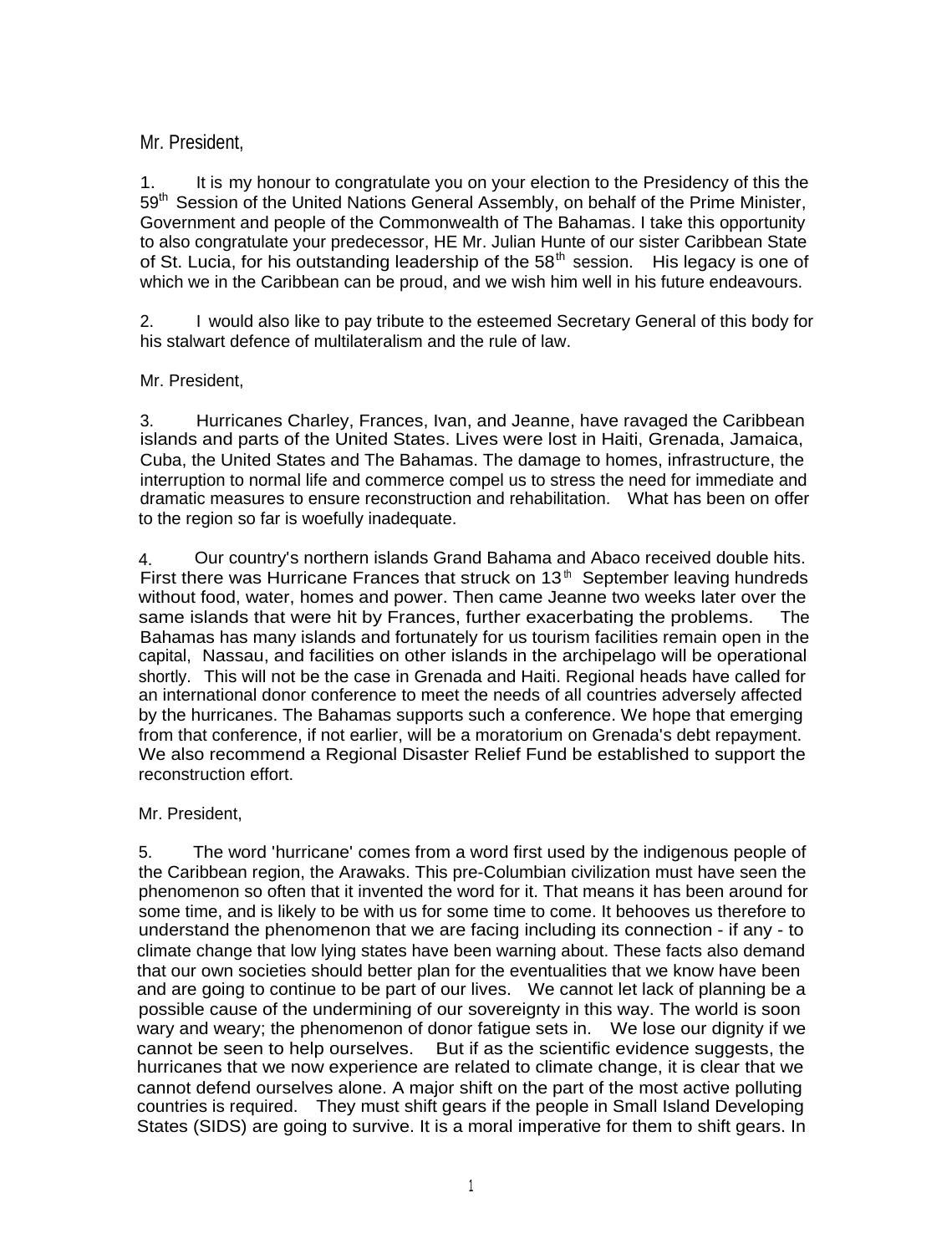Mr. President,

1. It is my honour to congratulate you on your election to the Presidency of this the 59th Session of the United Nations General Assembly, on behalf of the Prime Minister, Government and people of the Commonwealth of The Bahamas. I take this opportunity to also congratulate your predecessor, HE Mr. Julian Hunte of our sister Caribbean State of St. Lucia, for his outstanding leadership of the 58th session. His legacy is one of which we in the Caribbean can be proud, and we wish him well in his future endeavours.

2. I would also like to pay tribute to the esteemed Secretary General of this body for his stalwart defence of multilateralism and the rule of law.

Mr. President,

3. Hurricanes Charley, Frances, Ivan, and Jeanne, have ravaged the Caribbean islands and parts of the United States. Lives were lost in Haiti, Grenada, Jamaica, Cuba, the United States and The Bahamas. The damage to homes, infrastructure, the interruption to normal life and commerce compel us to stress the need for immediate and dramatic measures to ensure reconstruction and rehabilitation. What has been on offer to the region so far is woefully inadequate.

4. Our country's northern islands Grand Bahama and Abaco received double hits. First there was Hurricane Frances that struck on 13th September leaving hundreds without food, water, homes and power. Then came Jeanne two weeks later over the same islands that were hit by Frances, further exacerbating the problems. The Bahamas has many islands and fortunately for us tourism facilities remain open in the capital, Nassau, and facilities on other islands in the archipelago will be operational shortly. This will not be the case in Grenada and Haiti. Regional heads have called for an international donor conference to meet the needs of all countries adversely affected by the hurricanes. The Bahamas supports such a conference. We hope that emerging from that conference, if not earlier, will be a moratorium on Grenada's debt repayment. We also recommend a Regional Disaster Relief Fund be established to support the reconstruction effort.

Mr. President,

5. The word 'hurricane' comes from a word first used by the indigenous people of the Caribbean region, the Arawaks. This pre-Columbian civilization must have seen the phenomenon so often that it invented the word for it. That means it has been around for some time, and is likely to be with us for some time to come. It behooves us therefore to understand the phenomenon that we are facing including its connection - if any - to climate change that low lying states have been warning about. These facts also demand that our own societies should better plan for the eventualities that we know have been and are going to continue to be part of our lives. We cannot let lack of planning be a possible cause of the undermining of our sovereignty in this way. The world is soon wary and weary; the phenomenon of donor fatigue sets in. We lose our dignity if we cannot be seen to help ourselves. But if as the scientific evidence suggests, the hurricanes that we now experience are related to climate change, it is clear that we cannot defend ourselves alone. A major shift on the part of the most active polluting countries is required. They must shift gears if the people in Small Island Developing States (SIDS) are going to survive. It is a moral imperative for them to shift gears. In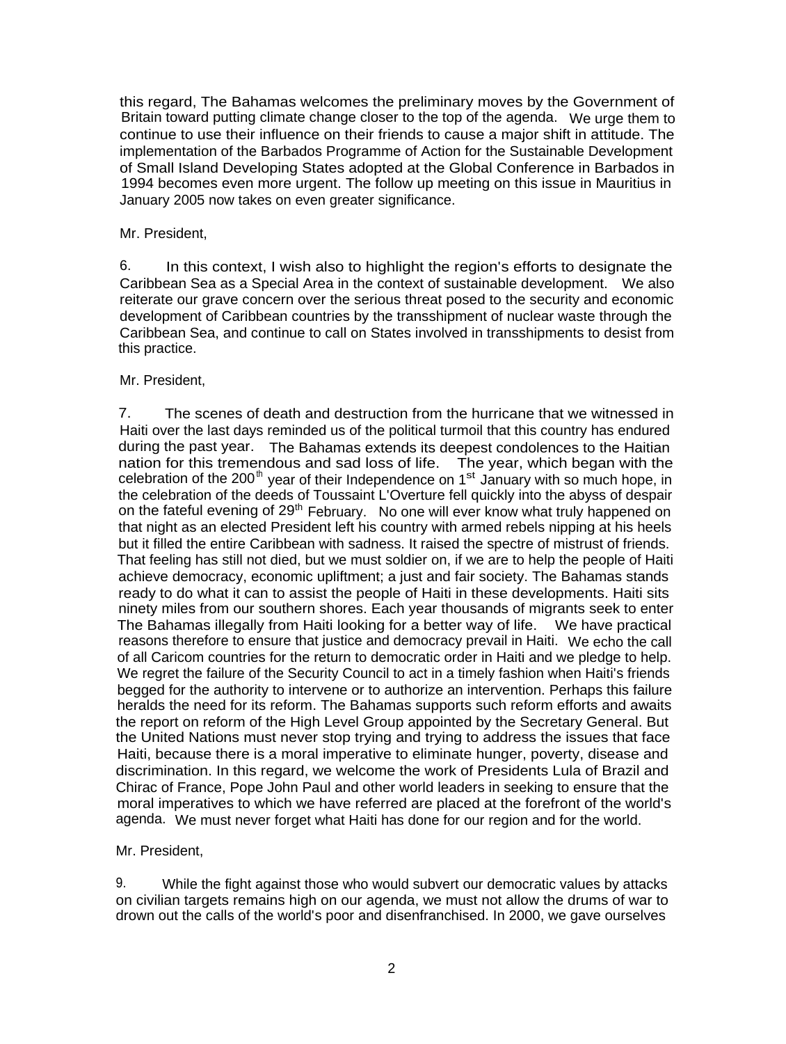this regard, The Bahamas welcomes the preliminary moves by the Government of Britain toward putting climate change closer to the top of the agenda. We urge them to continue to use their influence on their friends to cause a major shift in attitude. The implementation of the Barbados Programme of Action for the Sustainable Development of Small Island Developing States adopted at the Global Conference in Barbados in 1994 becomes even more urgent. The follow up meeting on this issue in Mauritius in January 2005 now takes on even greater significance.

Mr. President,

6. In this context, I wish also to highlight the region's efforts to designate the Caribbean Sea as a Special Area in the context of sustainable development. We also reiterate our grave concern over the serious threat posed to the security and economic development of Caribbean countries by the transshipment of nuclear waste through the Caribbean Sea, and continue to call on States involved in transshipments to desist from this practice.

Mr. President,

7. The scenes of death and destruction from the hurricane that we witnessed in Haiti over the last days reminded us of the political turmoil that this country has endured during the past year. The Bahamas extends its deepest condolences to the Haitian nation for this tremendous and sad loss of life. The year, which began with the celebration of the 200th year of their Independence on 1st January with so much hope, in the celebration of the deeds of Toussaint L'Overture fell quickly into the abyss of despair on the fateful evening of 29th February. No one will ever know what truly happened on that night as an elected President left his country with armed rebels nipping at his heels but it filled the entire Caribbean with sadness. It raised the spectre of mistrust of friends. That feeling has still not died, but we must soldier on, if we are to help the people of Haiti achieve democracy, economic upliftment; a just and fair society. The Bahamas stands ready to do what it can to assist the people of Haiti in these developments. Haiti sits ninety miles from our southern shores. Each year thousands of migrants seek to enter The Bahamas illegally from Haiti looking for a better way of life. We have practical reasons therefore to ensure that justice and democracy prevail in Haiti. We echo the call of all Caricom countries for the return to democratic order in Haiti and we pledge to help. We regret the failure of the Security Council to act in a timely fashion when Haiti's friends begged for the authority to intervene or to authorize an intervention. Perhaps this failure heralds the need for its reform. The Bahamas supports such reform efforts and awaits the report on reform of the High Level Group appointed by the Secretary General. But the United Nations must never stop trying and trying to address the issues that face Haiti, because there is a moral imperative to eliminate hunger, poverty, disease and discrimination. In this regard, we welcome the work of Presidents Lula of Brazil and Chirac of France, Pope John Paul and other world leaders in seeking to ensure that the moral imperatives to which we have referred are placed at the forefront of the world's agenda. We must never forget what Haiti has done for our region and for the world.

Mr. President,

9. While the fight against those who would subvert our democratic values by attacks on civilian targets remains high on our agenda, we must not allow the drums of war to drown out the calls of the world's poor and disenfranchised. In 2000, we gave ourselves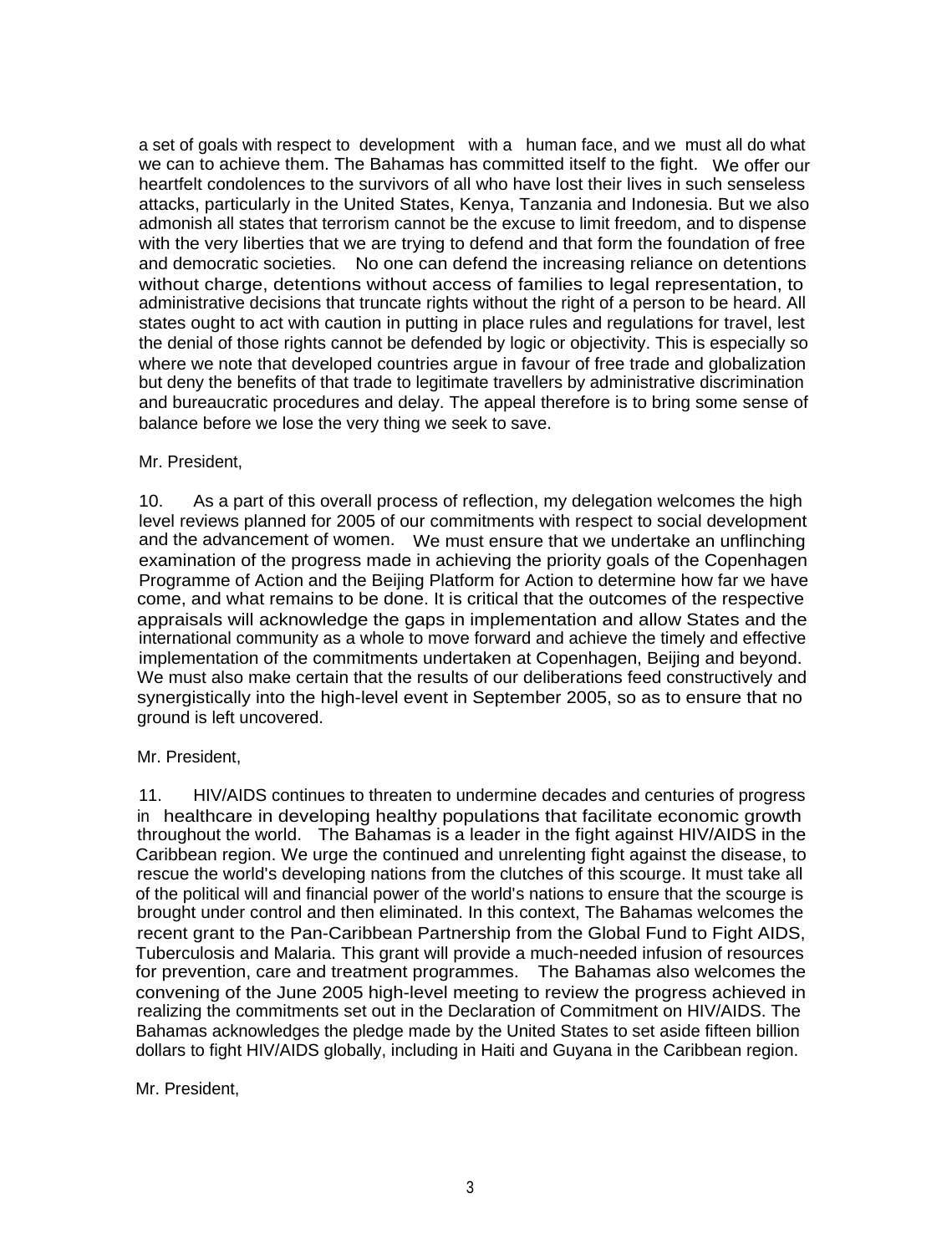a set of goals with respect to development with a human face, and we must all do what we can to achieve them. The Bahamas has committed itself to the fight. We offer our heartfelt condolences to the survivors of all who have lost their lives in such senseless attacks, particularly in the United States, Kenya, Tanzania and Indonesia. But we also admonish all states that terrorism cannot be the excuse to limit freedom, and to dispense with the very liberties that we are trying to defend and that form the foundation of free and democratic societies. No one can defend the increasing reliance on detentions without charge, detentions without access of families to legal representation, to administrative decisions that truncate rights without the right of a person to be heard. All states ought to act with caution in putting in place rules and regulations for travel, lest the denial of those rights cannot be defended by logic or objectivity. This is especially so where we note that developed countries argue in favour of free trade and globalization but deny the benefits of that trade to legitimate travellers by administrative discrimination and bureaucratic procedures and delay. The appeal therefore is to bring some sense of balance before we lose the very thing we seek to save.

Mr. President,

10. As a part of this overall process of reflection, my delegation welcomes the high level reviews planned for 2005 of our commitments with respect to social development and the advancement of women. We must ensure that we undertake an unflinching examination of the progress made in achieving the priority goals of the Copenhagen Programme of Action and the Beijing Platform for Action to determine how far we have come, and what remains to be done. It is critical that the outcomes of the respective appraisals will acknowledge the gaps in implementation and allow States and the international community as a whole to move forward and achieve the timely and effective implementation of the commitments undertaken at Copenhagen, Beijing and beyond. We must also make certain that the results of our deliberations feed constructively and synergistically into the high-level event in September 2005, so as to ensure that no ground is left uncovered.

Mr. President,

11. HIV/AIDS continues to threaten to undermine decades and centuries of progress in healthcare in developing healthy populations that facilitate economic growth throughout the world. The Bahamas is a leader in the fight against HIV/AIDS in the Caribbean region. We urge the continued and unrelenting fight against the disease, to rescue the world's developing nations from the clutches of this scourge. It must take all of the political will and financial power of the world's nations to ensure that the scourge is brought under control and then eliminated. In this context, The Bahamas welcomes the recent grant to the Pan-Caribbean Partnership from the Global Fund to Fight AIDS, Tuberculosis and Malaria. This grant will provide a much-needed infusion of resources for prevention, care and treatment programmes. The Bahamas also welcomes the convening of the June 2005 high-level meeting to review the progress achieved in realizing the commitments set out in the Declaration of Commitment on HIV/AIDS. The Bahamas acknowledges the pledge made by the United States to set aside fifteen billion dollars to fight HIV/AIDS globally, including in Haiti and Guyana in the Caribbean region.

Mr. President,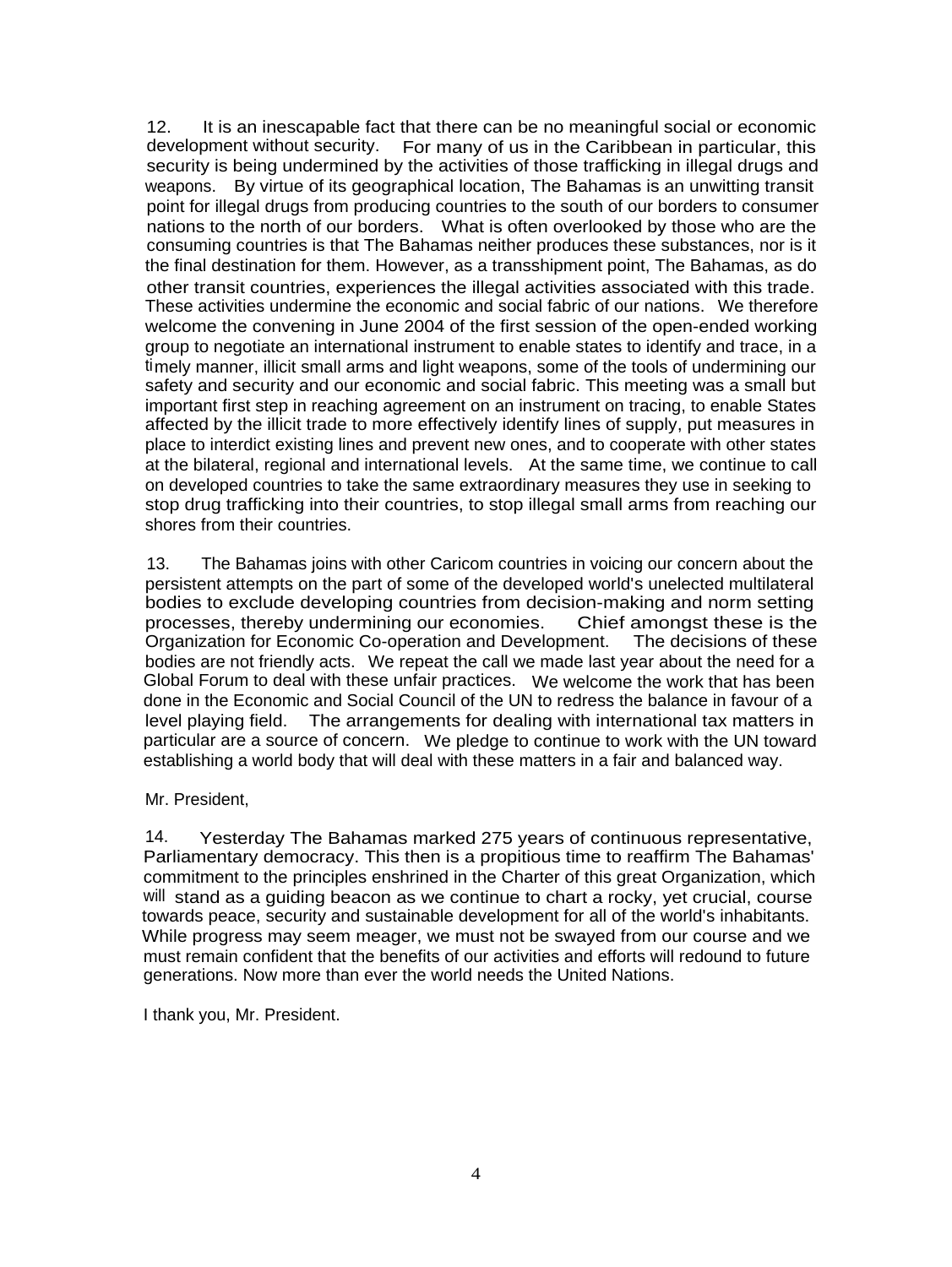12. It is an inescapable fact that there can be no meaningful social or economic development without security. For many of us in the Caribbean in particular, this security is being undermined by the activities of those trafficking in illegal drugs and weapons. By virtue of its geographical location, The Bahamas is an unwitting transit point for illegal drugs from producing countries to the south of our borders to consumer nations to the north of our borders. What is often overlooked by those who are the consuming countries is that The Bahamas neither produces these substances, nor is it the final destination for them. However, as a transshipment point, The Bahamas, as do other transit countries, experiences the illegal activities associated with this trade. These activities undermine the economic and social fabric of our nations. We therefore welcome the convening in June 2004 of the first session of the open-ended working group to negotiate an international instrument to enable states to identify and trace, in a timely manner, illicit small arms and light weapons, some of the tools of undermining our safety and security and our economic and social fabric. This meeting was a small but important first step in reaching agreement on an instrument on tracing, to enable States affected by the illicit trade to more effectively identify lines of supply, put measures in place to interdict existing lines and prevent new ones, and to cooperate with other states at the bilateral, regional and international levels. At the same time, we continue to call on developed countries to take the same extraordinary measures they use in seeking to stop drug trafficking into their countries, to stop illegal small arms from reaching our shores from their countries.

13. The Bahamas joins with other Caricom countries in voicing our concern about the persistent attempts on the part of some of the developed world's unelected multilateral bodies to exclude developing countries from decision-making and norm setting processes, thereby undermining our economies. Chief amongst these is the Organization for Economic Co-operation and Development. The decisions of these bodies are not friendly acts. We repeat the call we made last year about the need for a Global Forum to deal with these unfair practices. We welcome the work that has been done in the Economic and Social Council of the UN to redress the balance in favour of a level playing field. The arrangements for dealing with international tax matters in particular are a source of concern. We pledge to continue to work with the UN toward establishing a world body that will deal with these matters in a fair and balanced way.

Mr. President,

14. Yesterday The Bahamas marked 275 years of continuous representative, Parliamentary democracy. This then is a propitious time to reaffirm The Bahamas' commitment to the principles enshrined in the Charter of this great Organization, which will stand as a guiding beacon as we continue to chart a rocky, yet crucial, course towards peace, security and sustainable development for all of the world's inhabitants. While progress may seem meager, we must not be swayed from our course and we must remain confident that the benefits of our activities and efforts will redound to future generations. Now more than ever the world needs the United Nations.

I thank you, Mr. President.